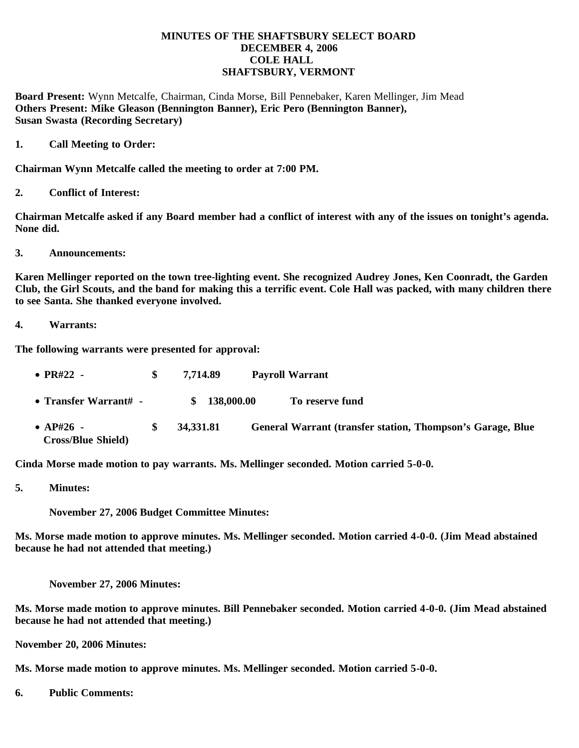**MINUTES OF THE SHAFTSBURY SELECT BOARD**
**DECEMBER 4, 2006**
**COLE HALL**
**SHAFTSBURY, VERMONT**

**Board Present:** Wynn Metcalfe, Chairman, Cinda Morse, Bill Pennebaker, Karen Mellinger, Jim Mead
**Others Present: Mike Gleason (Bennington Banner), Eric Pero (Bennington Banner), Susan Swasta (Recording Secretary)**

**1. Call Meeting to Order:**

**Chairman Wynn Metcalfe called the meeting to order at 7:00 PM.**

**2. Conflict of Interest:**

**Chairman Metcalfe asked if any Board member had a conflict of interest with any of the issues on tonight's agenda. None did.**

**3. Announcements:**

**Karen Mellinger reported on the town tree-lighting event. She recognized Audrey Jones, Ken Coonradt, the Garden Club, the Girl Scouts, and the band for making this a terrific event. Cole Hall was packed, with many children there to see Santa. She thanked everyone involved.**

**4. Warrants:**

**The following warrants were presented for approval:**

- **PR#22 - $ 7,714.89 Payroll Warrant**
- **Transfer Warrant# - $ 138,000.00 To reserve fund**
- **AP#26 - $ 34,331.81 General Warrant (transfer station, Thompson's Garage, Blue Cross/Blue Shield)**

**Cinda Morse made motion to pay warrants. Ms. Mellinger seconded. Motion carried 5-0-0.**

**5. Minutes:**

**November 27, 2006 Budget Committee Minutes:**

**Ms. Morse made motion to approve minutes. Ms. Mellinger seconded. Motion carried 4-0-0. (Jim Mead abstained because he had not attended that meeting.)**

**November 27, 2006 Minutes:**

**Ms. Morse made motion to approve minutes. Bill Pennebaker seconded. Motion carried 4-0-0. (Jim Mead abstained because he had not attended that meeting.)**

**November 20, 2006 Minutes:**

**Ms. Morse made motion to approve minutes. Ms. Mellinger seconded. Motion carried 5-0-0.**

**6. Public Comments:**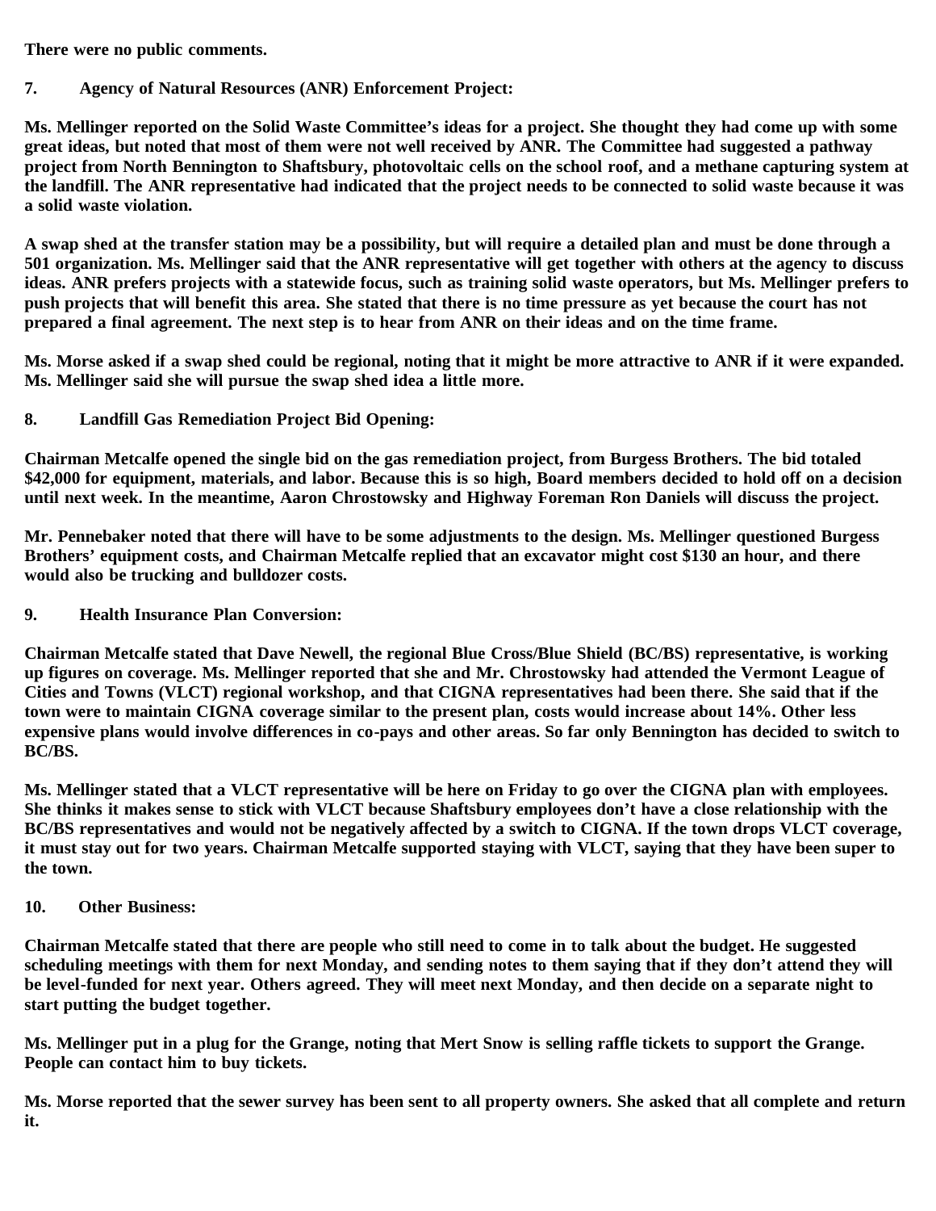There were no public comments.

**7. Agency of Natural Resources (ANR) Enforcement Project:**

Ms. Mellinger reported on the Solid Waste Committee's ideas for a project. She thought they had come up with some great ideas, but noted that most of them were not well received by ANR. The Committee had suggested a pathway project from North Bennington to Shaftsbury, photovoltaic cells on the school roof, and a methane capturing system at the landfill. The ANR representative had indicated that the project needs to be connected to solid waste because it was a solid waste violation.

A swap shed at the transfer station may be a possibility, but will require a detailed plan and must be done through a 501 organization. Ms. Mellinger said that the ANR representative will get together with others at the agency to discuss ideas. ANR prefers projects with a statewide focus, such as training solid waste operators, but Ms. Mellinger prefers to push projects that will benefit this area. She stated that there is no time pressure as yet because the court has not prepared a final agreement. The next step is to hear from ANR on their ideas and on the time frame.

Ms. Morse asked if a swap shed could be regional, noting that it might be more attractive to ANR if it were expanded. Ms. Mellinger said she will pursue the swap shed idea a little more.

**8. Landfill Gas Remediation Project Bid Opening:**

Chairman Metcalfe opened the single bid on the gas remediation project, from Burgess Brothers. The bid totaled $42,000 for equipment, materials, and labor. Because this is so high, Board members decided to hold off on a decision until next week. In the meantime, Aaron Chrostowsky and Highway Foreman Ron Daniels will discuss the project.

Mr. Pennebaker noted that there will have to be some adjustments to the design. Ms. Mellinger questioned Burgess Brothers' equipment costs, and Chairman Metcalfe replied that an excavator might cost $130 an hour, and there would also be trucking and bulldozer costs.

**9. Health Insurance Plan Conversion:**

Chairman Metcalfe stated that Dave Newell, the regional Blue Cross/Blue Shield (BC/BS) representative, is working up figures on coverage. Ms. Mellinger reported that she and Mr. Chrostowsky had attended the Vermont League of Cities and Towns (VLCT) regional workshop, and that CIGNA representatives had been there. She said that if the town were to maintain CIGNA coverage similar to the present plan, costs would increase about 14%. Other less expensive plans would involve differences in co-pays and other areas. So far only Bennington has decided to switch to BC/BS.

Ms. Mellinger stated that a VLCT representative will be here on Friday to go over the CIGNA plan with employees. She thinks it makes sense to stick with VLCT because Shaftsbury employees don't have a close relationship with the BC/BS representatives and would not be negatively affected by a switch to CIGNA. If the town drops VLCT coverage, it must stay out for two years. Chairman Metcalfe supported staying with VLCT, saying that they have been super to the town.

**10. Other Business:**

Chairman Metcalfe stated that there are people who still need to come in to talk about the budget. He suggested scheduling meetings with them for next Monday, and sending notes to them saying that if they don't attend they will be level-funded for next year. Others agreed. They will meet next Monday, and then decide on a separate night to start putting the budget together.

Ms. Mellinger put in a plug for the Grange, noting that Mert Snow is selling raffle tickets to support the Grange. People can contact him to buy tickets.

Ms. Morse reported that the sewer survey has been sent to all property owners. She asked that all complete and return it.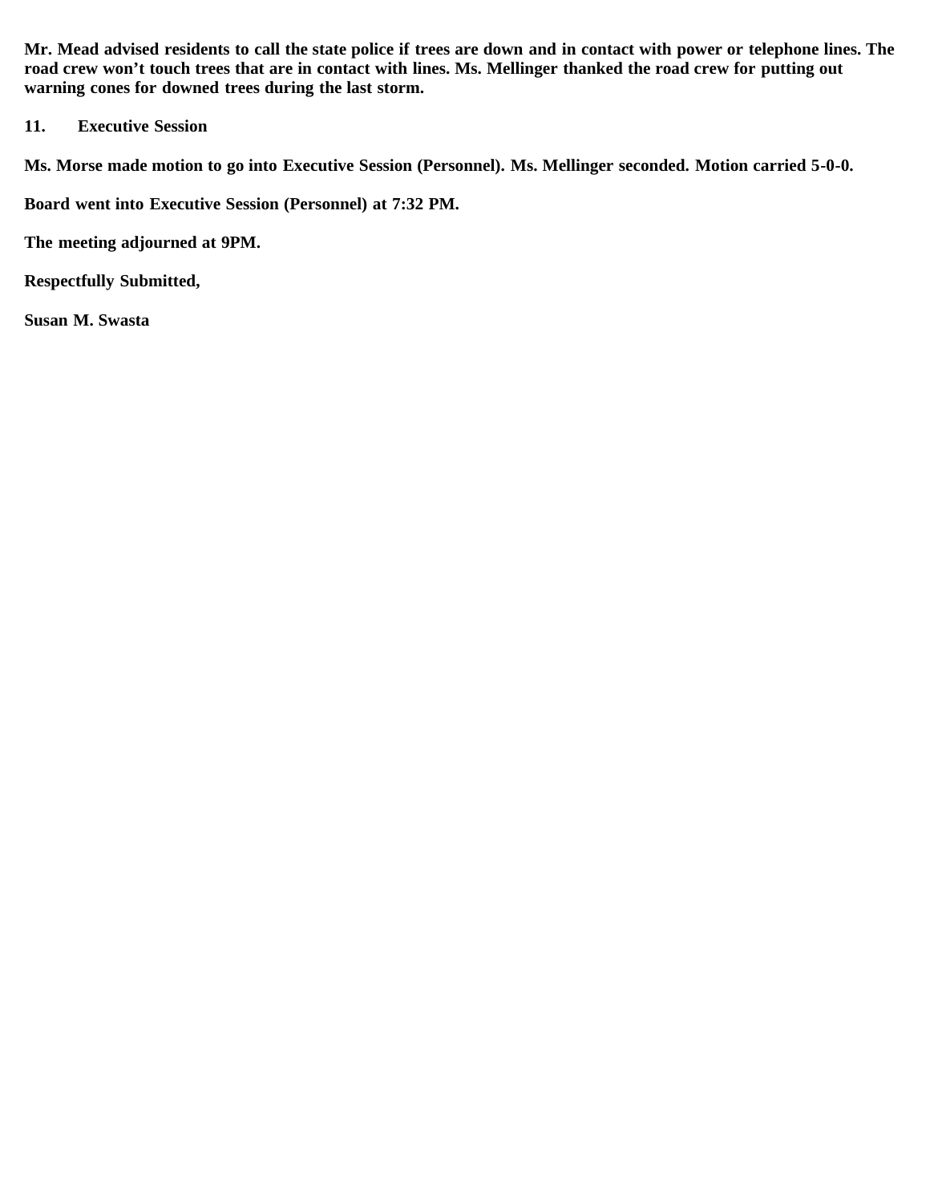**Mr. Mead advised residents to call the state police if trees are down and in contact with power or telephone lines. The road crew won't touch trees that are in contact with lines. Ms. Mellinger thanked the road crew for putting out warning cones for downed trees during the last storm.**

## 11. Executive Session

**Ms. Morse made motion to go into Executive Session (Personnel). Ms. Mellinger seconded. Motion carried 5-0-0.**

**Board went into Executive Session (Personnel) at 7:32 PM.**

**The meeting adjourned at 9PM.**

**Respectfully Submitted,**

**Susan M. Swasta**